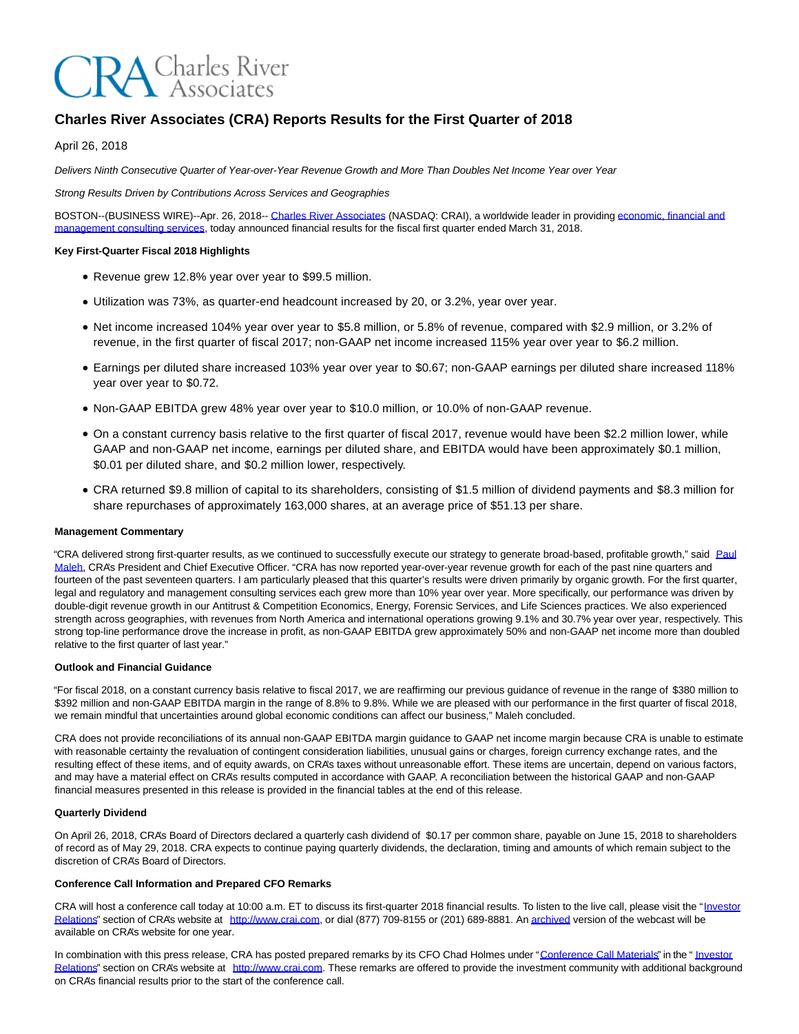# Charles River Associates (CRA) Reports Results for the First Quarter of 2018

April 26, 2018

*Delivers Ninth Consecutive Quarter of Year-over-Year Revenue Growth and More Than Doubles Net Income Year over Year*

*Strong Results Driven by Contributions Across Services and Geographies*

BOSTON--(BUSINESS WIRE)--Apr. 26, 2018-- Charles River Associates (NASDAQ: CRAI), a worldwide leader in providing economic, financial and management consulting services, today announced financial results for the fiscal first quarter ended March 31, 2018.

**Key First-Quarter Fiscal 2018 Highlights**

- Revenue grew 12.8% year over year to $99.5 million.
- Utilization was 73%, as quarter-end headcount increased by 20, or 3.2%, year over year.
- Net income increased 104% year over year to $5.8 million, or 5.8% of revenue, compared with $2.9 million, or 3.2% of revenue, in the first quarter of fiscal 2017; non-GAAP net income increased 115% year over year to $6.2 million.
- Earnings per diluted share increased 103% year over year to $0.67; non-GAAP earnings per diluted share increased 118% year over year to $0.72.
- Non-GAAP EBITDA grew 48% year over year to $10.0 million, or 10.0% of non-GAAP revenue.
- On a constant currency basis relative to the first quarter of fiscal 2017, revenue would have been $2.2 million lower, while GAAP and non-GAAP net income, earnings per diluted share, and EBITDA would have been approximately $0.1 million, $0.01 per diluted share, and $0.2 million lower, respectively.
- CRA returned $9.8 million of capital to its shareholders, consisting of $1.5 million of dividend payments and $8.3 million for share repurchases of approximately 163,000 shares, at an average price of $51.13 per share.

**Management Commentary**

"CRA delivered strong first-quarter results, as we continued to successfully execute our strategy to generate broad-based, profitable growth," said Paul Maleh, CRA's President and Chief Executive Officer. "CRA has now reported year-over-year revenue growth for each of the past nine quarters and fourteen of the past seventeen quarters. I am particularly pleased that this quarter's results were driven primarily by organic growth. For the first quarter, legal and regulatory and management consulting services each grew more than 10% year over year. More specifically, our performance was driven by double-digit revenue growth in our Antitrust & Competition Economics, Energy, Forensic Services, and Life Sciences practices. We also experienced strength across geographies, with revenues from North America and international operations growing 9.1% and 30.7% year over year, respectively. This strong top-line performance drove the increase in profit, as non-GAAP EBITDA grew approximately 50% and non-GAAP net income more than doubled relative to the first quarter of last year."

**Outlook and Financial Guidance**

"For fiscal 2018, on a constant currency basis relative to fiscal 2017, we are reaffirming our previous guidance of revenue in the range of $380 million to $392 million and non-GAAP EBITDA margin in the range of 8.8% to 9.8%. While we are pleased with our performance in the first quarter of fiscal 2018, we remain mindful that uncertainties around global economic conditions can affect our business," Maleh concluded.

CRA does not provide reconciliations of its annual non-GAAP EBITDA margin guidance to GAAP net income margin because CRA is unable to estimate with reasonable certainty the revaluation of contingent consideration liabilities, unusual gains or charges, foreign currency exchange rates, and the resulting effect of these items, and of equity awards, on CRA's taxes without unreasonable effort. These items are uncertain, depend on various factors, and may have a material effect on CRA's results computed in accordance with GAAP. A reconciliation between the historical GAAP and non-GAAP financial measures presented in this release is provided in the financial tables at the end of this release.

**Quarterly Dividend**

On April 26, 2018, CRA's Board of Directors declared a quarterly cash dividend of $0.17 per common share, payable on June 15, 2018 to shareholders of record as of May 29, 2018. CRA expects to continue paying quarterly dividends, the declaration, timing and amounts of which remain subject to the discretion of CRA's Board of Directors.

**Conference Call Information and Prepared CFO Remarks**

CRA will host a conference call today at 10:00 a.m. ET to discuss its first-quarter 2018 financial results. To listen to the live call, please visit the "Investor Relations" section of CRA's website at http://www.crai.com, or dial (877) 709-8155 or (201) 689-8881. An archived version of the webcast will be available on CRA's website for one year.

In combination with this press release, CRA has posted prepared remarks by its CFO Chad Holmes under "Conference Call Materials" in the "Investor Relations" section on CRA's website at http://www.crai.com. These remarks are offered to provide the investment community with additional background on CRA's financial results prior to the start of the conference call.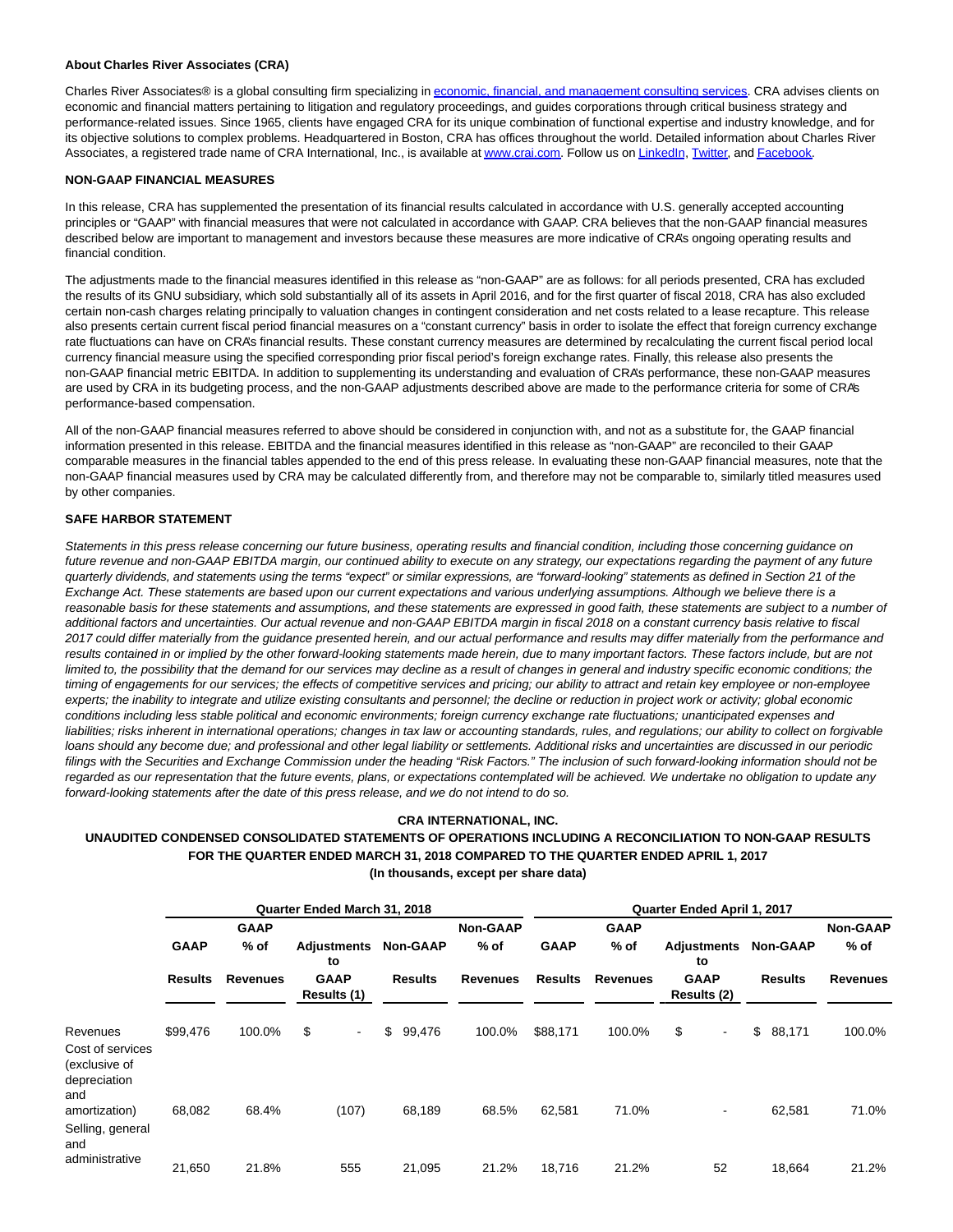**About Charles River Associates (CRA)**

Charles River Associates® is a global consulting firm specializing in economic, financial, and management consulting services. CRA advises clients on economic and financial matters pertaining to litigation and regulatory proceedings, and guides corporations through critical business strategy and performance-related issues. Since 1965, clients have engaged CRA for its unique combination of functional expertise and industry knowledge, and for its objective solutions to complex problems. Headquartered in Boston, CRA has offices throughout the world. Detailed information about Charles River Associates, a registered trade name of CRA International, Inc., is available at www.crai.com. Follow us on LinkedIn, Twitter, and Facebook.

**NON-GAAP FINANCIAL MEASURES**

In this release, CRA has supplemented the presentation of its financial results calculated in accordance with U.S. generally accepted accounting principles or "GAAP" with financial measures that were not calculated in accordance with GAAP. CRA believes that the non-GAAP financial measures described below are important to management and investors because these measures are more indicative of CRA's ongoing operating results and financial condition.

The adjustments made to the financial measures identified in this release as "non-GAAP" are as follows: for all periods presented, CRA has excluded the results of its GNU subsidiary, which sold substantially all of its assets in April 2016, and for the first quarter of fiscal 2018, CRA has also excluded certain non-cash charges relating principally to valuation changes in contingent consideration and net costs related to a lease recapture. This release also presents certain current fiscal period financial measures on a "constant currency" basis in order to isolate the effect that foreign currency exchange rate fluctuations can have on CRA's financial results. These constant currency measures are determined by recalculating the current fiscal period local currency financial measure using the specified corresponding prior fiscal period's foreign exchange rates. Finally, this release also presents the non-GAAP financial metric EBITDA. In addition to supplementing its understanding and evaluation of CRA's performance, these non-GAAP measures are used by CRA in its budgeting process, and the non-GAAP adjustments described above are made to the performance criteria for some of CRA's performance-based compensation.

All of the non-GAAP financial measures referred to above should be considered in conjunction with, and not as a substitute for, the GAAP financial information presented in this release. EBITDA and the financial measures identified in this release as "non-GAAP" are reconciled to their GAAP comparable measures in the financial tables appended to the end of this press release. In evaluating these non-GAAP financial measures, note that the non-GAAP financial measures used by CRA may be calculated differently from, and therefore may not be comparable to, similarly titled measures used by other companies.

**SAFE HARBOR STATEMENT**

*Statements in this press release concerning our future business, operating results and financial condition, including those concerning guidance on future revenue and non-GAAP EBITDA margin, our continued ability to execute on any strategy, our expectations regarding the payment of any future quarterly dividends, and statements using the terms "expect" or similar expressions, are "forward-looking" statements as defined in Section 21 of the Exchange Act. These statements are based upon our current expectations and various underlying assumptions. Although we believe there is a reasonable basis for these statements and assumptions, and these statements are expressed in good faith, these statements are subject to a number of additional factors and uncertainties. Our actual revenue and non-GAAP EBITDA margin in fiscal 2018 on a constant currency basis relative to fiscal 2017 could differ materially from the guidance presented herein, and our actual performance and results may differ materially from the performance and results contained in or implied by the other forward-looking statements made herein, due to many important factors. These factors include, but are not limited to, the possibility that the demand for our services may decline as a result of changes in general and industry specific economic conditions; the timing of engagements for our services; the effects of competitive services and pricing; our ability to attract and retain key employee or non-employee experts; the inability to integrate and utilize existing consultants and personnel; the decline or reduction in project work or activity; global economic conditions including less stable political and economic environments; foreign currency exchange rate fluctuations; unanticipated expenses and liabilities; risks inherent in international operations; changes in tax law or accounting standards, rules, and regulations; our ability to collect on forgivable loans should any become due; and professional and other legal liability or settlements. Additional risks and uncertainties are discussed in our periodic filings with the Securities and Exchange Commission under the heading "Risk Factors." The inclusion of such forward-looking information should not be regarded as our representation that the future events, plans, or expectations contemplated will be achieved. We undertake no obligation to update any forward-looking statements after the date of this press release, and we do not intend to do so.*

**CRA INTERNATIONAL, INC.**
**UNAUDITED CONDENSED CONSOLIDATED STATEMENTS OF OPERATIONS INCLUDING A RECONCILIATION TO NON-GAAP RESULTS**
**FOR THE QUARTER ENDED MARCH 31, 2018 COMPARED TO THE QUARTER ENDED APRIL 1, 2017**
**(In thousands, except per share data)**

| | Quarter Ended March 31, 2018 | | | | | Quarter Ended April 1, 2017 | | | | |
|---|---|---|---|---|---|---|---|---|---|---|
| | GAAP Results | GAAP % of Revenues | Adjustments to GAAP Results (1) | Non-GAAP Results | Non-GAAP % of Revenues | GAAP Results | GAAP % of Revenues | Adjustments to GAAP Results (2) | Non-GAAP Results | Non-GAAP % of Revenues |
| Revenues | $99,476 | 100.0% | $ - | $ 99,476 | 100.0% | $88,171 | 100.0% | $ - | $ 88,171 | 100.0% |
| Cost of services (exclusive of depreciation and amortization) | 68,082 | 68.4% | (107) | 68,189 | 68.5% | 62,581 | 71.0% | - | 62,581 | 71.0% |
| Selling, general and administrative | 21,650 | 21.8% | 555 | 21,095 | 21.2% | 18,716 | 21.2% | 52 | 18,664 | 21.2% |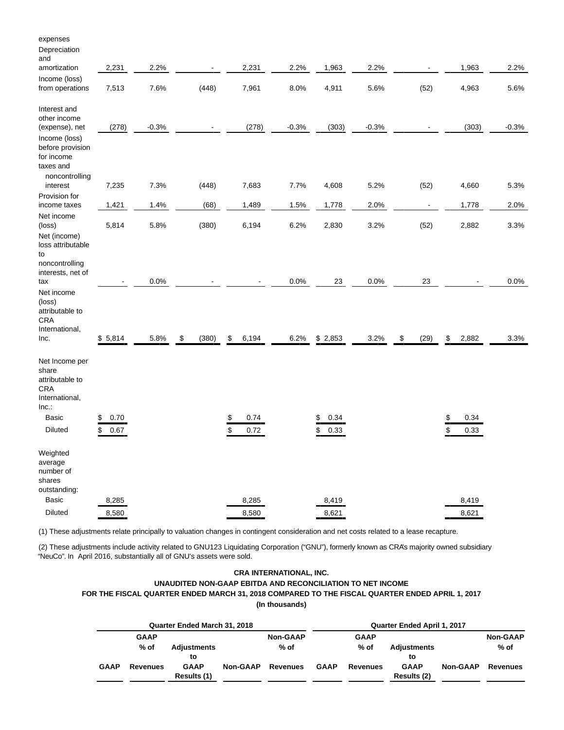| | GAAP | GAAP % of Revenues | Adjustments to GAAP Results (1) | Non-GAAP | Non-GAAP % of Revenues | GAAP | GAAP % of Revenues | Adjustments to GAAP Results (2) | Non-GAAP | Non-GAAP % of Revenues |
|---|---|---|---|---|---|---|---|---|---|---|
| expenses | | | | | | | | | | |
| Depreciation and amortization | 2,231 | 2.2% | - | 2,231 | 2.2% | 1,963 | 2.2% | - | 1,963 | 2.2% |
| Income (loss) from operations | 7,513 | 7.6% | (448) | 7,961 | 8.0% | 4,911 | 5.6% | (52) | 4,963 | 5.6% |
| Interest and other income (expense), net | (278) | -0.3% | - | (278) | -0.3% | (303) | -0.3% | - | (303) | -0.3% |
| Income (loss) before provision for income taxes and noncontrolling interest | 7,235 | 7.3% | (448) | 7,683 | 7.7% | 4,608 | 5.2% | (52) | 4,660 | 5.3% |
| Provision for income taxes | 1,421 | 1.4% | (68) | 1,489 | 1.5% | 1,778 | 2.0% | - | 1,778 | 2.0% |
| Net income (loss) | 5,814 | 5.8% | (380) | 6,194 | 6.2% | 2,830 | 3.2% | (52) | 2,882 | 3.3% |
| Net (income) loss attributable to noncontrolling interests, net of tax | - | 0.0% | - | - | 0.0% | 23 | 0.0% | 23 | - | 0.0% |
| Net income (loss) attributable to CRA International, Inc. | $ 5,814 | 5.8% | $ (380) | $ 6,194 | 6.2% | $ 2,853 | 3.2% | $ (29) | $ 2,882 | 3.3% |
| Net Income per share attributable to CRA International, Inc.: | | | | | | | | | | |
| Basic | $ 0.70 | | | $ 0.74 | | $ 0.34 | | | $ 0.34 | |
| Diluted | $ 0.67 | | | $ 0.72 | | $ 0.33 | | | $ 0.33 | |
| Weighted average number of shares outstanding: | | | | | | | | | | |
| Basic | 8,285 | | | 8,285 | | 8,419 | | | 8,419 | |
| Diluted | 8,580 | | | 8,580 | | 8,621 | | | 8,621 | |

(1) These adjustments relate principally to valuation changes in contingent consideration and net costs related to a lease recapture.

(2) These adjustments include activity related to GNU123 Liquidating Corporation ("GNU"), formerly known as CRA's majority owned subsidiary "NeuCo". In April 2016, substantially all of GNU's assets were sold.

**CRA INTERNATIONAL, INC.**

**UNAUDITED NON-GAAP EBITDA AND RECONCILIATION TO NET INCOME**

**FOR THE FISCAL QUARTER ENDED MARCH 31, 2018 COMPARED TO THE FISCAL QUARTER ENDED APRIL 1, 2017**

**(In thousands)**

| Quarter Ended March 31, 2018 | | | | | Quarter Ended April 1, 2017 | | | | |
|---|---|---|---|---|---|---|---|---|---|
| GAAP | GAAP % of Revenues | Adjustments to GAAP Results (1) | Non-GAAP | Non-GAAP % of Revenues | GAAP | GAAP % of Revenues | Adjustments to GAAP Results (2) | Non-GAAP | Non-GAAP % of Revenues |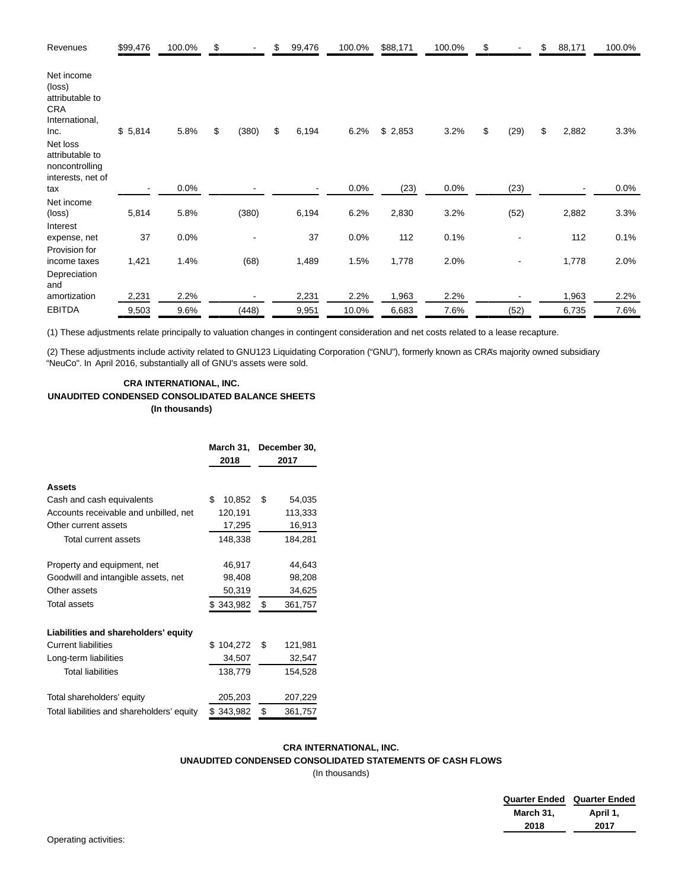| | | | | | | | | | | | | |
|---|---|---|---|---|---|---|---|---|---|---|---|---|
| Revenues | $99,476 | 100.0% | $ | - | $ 99,476 | 100.0% | $88,171 | 100.0% | $ | - | $ 88,171 | 100.0% |
| Net income (loss) attributable to CRA International, Inc. | $ 5,814 | 5.8% | $ | (380) | $ 6,194 | 6.2% | $ 2,853 | 3.2% | $ | (29) | $ 2,882 | 3.3% |
| Net loss attributable to noncontrolling interests, net of tax | - | 0.0% | | - | - | 0.0% | (23) | 0.0% | | (23) | - | 0.0% |
| Net income (loss) | 5,814 | 5.8% | | (380) | 6,194 | 6.2% | 2,830 | 3.2% | | (52) | 2,882 | 3.3% |
| Interest expense, net | 37 | 0.0% | | - | 37 | 0.0% | 112 | 0.1% | | - | 112 | 0.1% |
| Provision for income taxes | 1,421 | 1.4% | | (68) | 1,489 | 1.5% | 1,778 | 2.0% | | - | 1,778 | 2.0% |
| Depreciation and amortization | 2,231 | 2.2% | | - | 2,231 | 2.2% | 1,963 | 2.2% | | - | 1,963 | 2.2% |
| EBITDA | 9,503 | 9.6% | | (448) | 9,951 | 10.0% | 6,683 | 7.6% | | (52) | 6,735 | 7.6% |

(1) These adjustments relate principally to valuation changes in contingent consideration and net costs related to a lease recapture.

(2) These adjustments include activity related to GNU123 Liquidating Corporation ("GNU"), formerly known as CRA's majority owned subsidiary "NeuCo". In April 2016, substantially all of GNU's assets were sold.

**CRA INTERNATIONAL, INC.**
**UNAUDITED CONDENSED CONSOLIDATED BALANCE SHEETS**
**(In thousands)**

| | March 31, 2018 | December 30, 2017 |
|---|---|---|
| **Assets** | | |
| Cash and cash equivalents | $ 10,852 | $ 54,035 |
| Accounts receivable and unbilled, net | 120,191 | 113,333 |
| Other current assets | 17,295 | 16,913 |
| Total current assets | 148,338 | 184,281 |
| Property and equipment, net | 46,917 | 44,643 |
| Goodwill and intangible assets, net | 98,408 | 98,208 |
| Other assets | 50,319 | 34,625 |
| Total assets | $ 343,982 | $ 361,757 |
| **Liabilities and shareholders' equity** | | |
| Current liabilities | $ 104,272 | $ 121,981 |
| Long-term liabilities | 34,507 | 32,547 |
| Total liabilities | 138,779 | 154,528 |
| Total shareholders' equity | 205,203 | 207,229 |
| Total liabilities and shareholders' equity | $ 343,982 | $ 361,757 |

**CRA INTERNATIONAL, INC.**
**UNAUDITED CONDENSED CONSOLIDATED STATEMENTS OF CASH FLOWS**
(In thousands)

| | Quarter Ended March 31, 2018 | Quarter Ended April 1, 2017 |
|---|---|---|
| Operating activities: | | |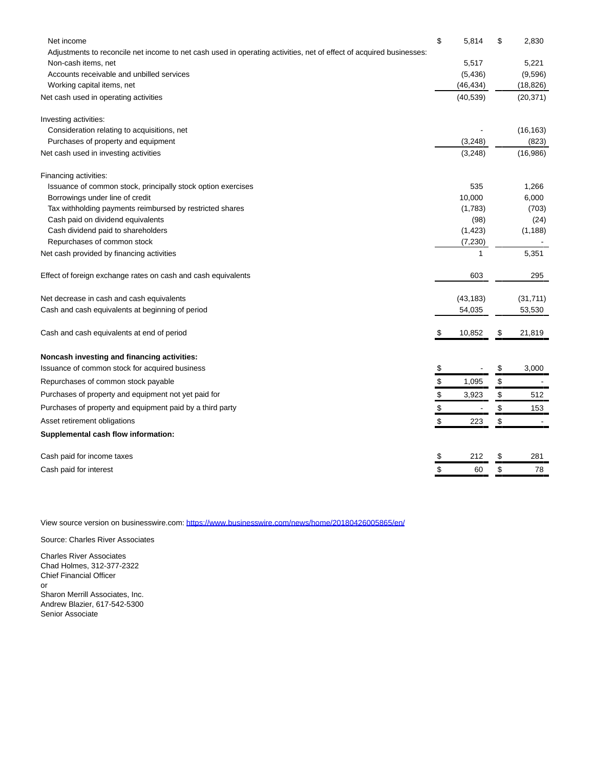| | | |
|---|---|---|
| Net income | $ 5,814 | $ 2,830 |
| Adjustments to reconcile net income to net cash used in operating activities, net of effect of acquired businesses: | | |
| Non-cash items, net | 5,517 | 5,221 |
| Accounts receivable and unbilled services | (5,436) | (9,596) |
| Working capital items, net | (46,434) | (18,826) |
| Net cash used in operating activities | (40,539) | (20,371) |
| | | |
| Investing activities: | | |
| Consideration relating to acquisitions, net | - | (16,163) |
| Purchases of property and equipment | (3,248) | (823) |
| Net cash used in investing activities | (3,248) | (16,986) |
| | | |
| Financing activities: | | |
| Issuance of common stock, principally stock option exercises | 535 | 1,266 |
| Borrowings under line of credit | 10,000 | 6,000 |
| Tax withholding payments reimbursed by restricted shares | (1,783) | (703) |
| Cash paid on dividend equivalents | (98) | (24) |
| Cash dividend paid to shareholders | (1,423) | (1,188) |
| Repurchases of common stock | (7,230) | - |
| Net cash provided by financing activities | 1 | 5,351 |
| | | |
| Effect of foreign exchange rates on cash and cash equivalents | 603 | 295 |
| | | |
| Net decrease in cash and cash equivalents | (43,183) | (31,711) |
| Cash and cash equivalents at beginning of period | 54,035 | 53,530 |
| | | |
| Cash and cash equivalents at end of period | $ 10,852 | $ 21,819 |
| | | |
| **Noncash investing and financing activities:** | | |
| Issuance of common stock for acquired business | $ - | $ 3,000 |
| Repurchases of common stock payable | $ 1,095 | $ - |
| Purchases of property and equipment not yet paid for | $ 3,923 | $ 512 |
| Purchases of property and equipment paid by a third party | $ - | $ 153 |
| Asset retirement obligations | $ 223 | $ - |
| **Supplemental cash flow information:** | | |
| | | |
| Cash paid for income taxes | $ 212 | $ 281 |
| Cash paid for interest | $ 60 | $ 78 |

View source version on businesswire.com: https://www.businesswire.com/news/home/20180426005865/en/

Source: Charles River Associates

Charles River Associates
Chad Holmes, 312-377-2322
Chief Financial Officer
or
Sharon Merrill Associates, Inc.
Andrew Blazier, 617-542-5300
Senior Associate